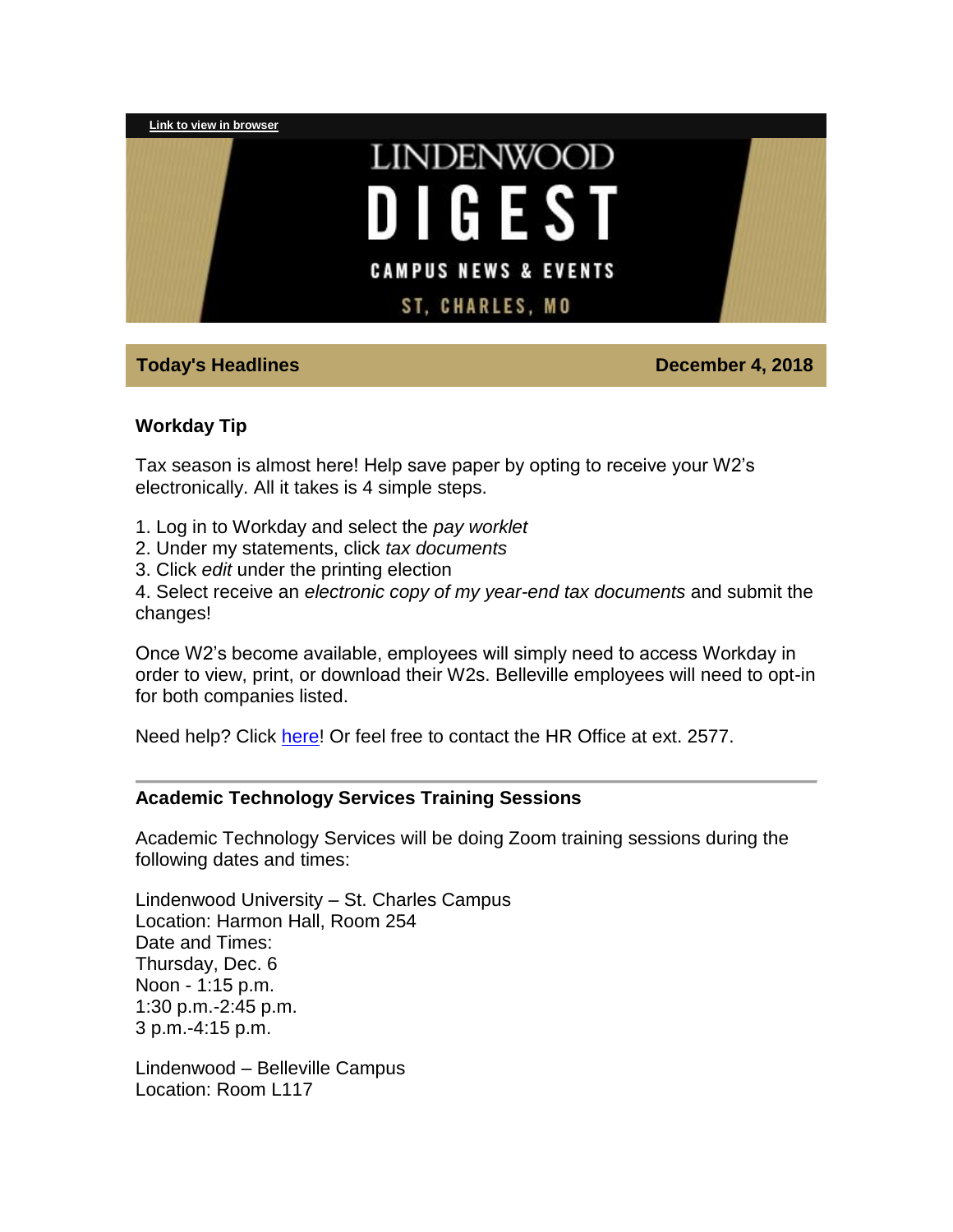[Link to view in browser](#)

# LINDENWOOD DIGEST

CAMPUS NEWS & EVENTS

ST. CHARLES, MO

**Today's Headlines** **December 4, 2018**

### Workday Tip

Tax season is almost here! Help save paper by opting to receive your W2's electronically. All it takes is 4 simple steps.

1. Log in to Workday and select the *pay worklet*
2. Under my statements, click *tax documents*
3. Click *edit* under the printing election
4. Select receive an *electronic copy of my year-end tax documents* and submit the changes!

Once W2's become available, employees will simply need to access Workday in order to view, print, or download their W2s. Belleville employees will need to opt-in for both companies listed.

Need help? Click [here](#)! Or feel free to contact the HR Office at ext. 2577.

---

### Academic Technology Services Training Sessions

Academic Technology Services will be doing Zoom training sessions during the following dates and times:

Lindenwood University – St. Charles Campus
Location: Harmon Hall, Room 254
Date and Times:
Thursday, Dec. 6
Noon - 1:15 p.m.
1:30 p.m.-2:45 p.m.
3 p.m.-4:15 p.m.

Lindenwood – Belleville Campus
Location: Room L117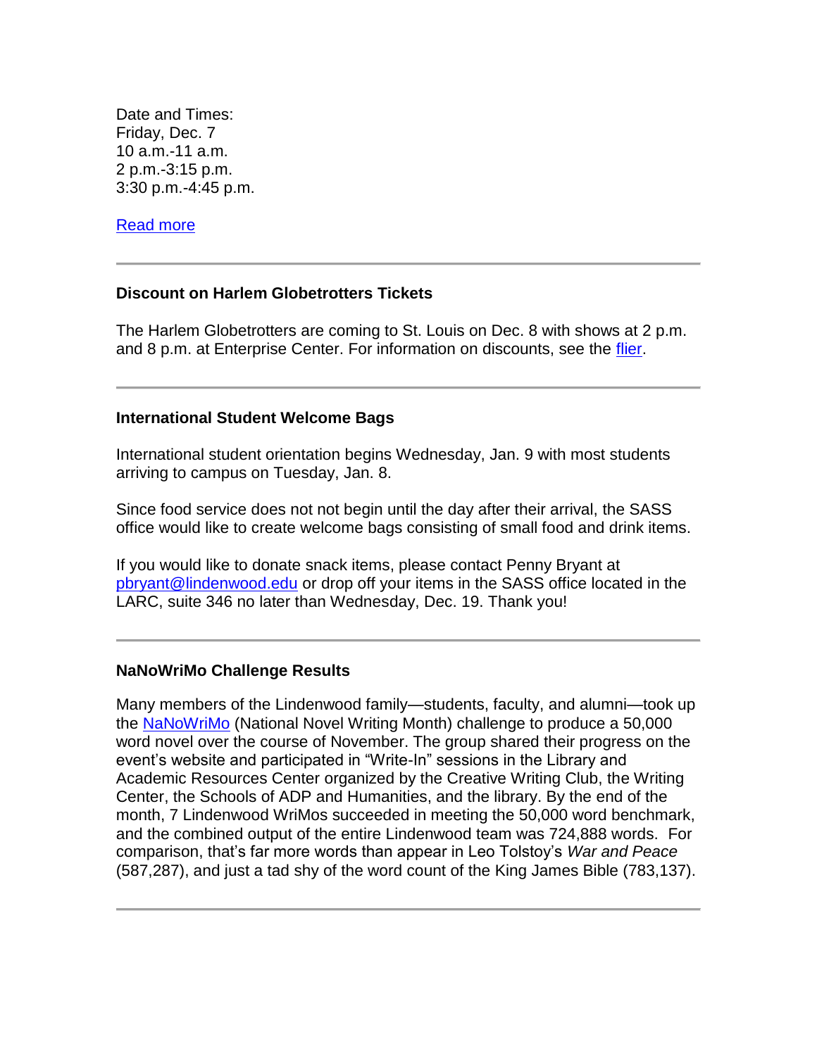Date and Times:
Friday, Dec. 7
10 a.m.-11 a.m.
2 p.m.-3:15 p.m.
3:30 p.m.-4:45 p.m.

Read more

---

**Discount on Harlem Globetrotters Tickets**

The Harlem Globetrotters are coming to St. Louis on Dec. 8 with shows at 2 p.m. and 8 p.m. at Enterprise Center. For information on discounts, see the flier.

---

**International Student Welcome Bags**

International student orientation begins Wednesday, Jan. 9 with most students arriving to campus on Tuesday, Jan. 8.

Since food service does not not begin until the day after their arrival, the SASS office would like to create welcome bags consisting of small food and drink items.

If you would like to donate snack items, please contact Penny Bryant at pbryant@lindenwood.edu or drop off your items in the SASS office located in the LARC, suite 346 no later than Wednesday, Dec. 19. Thank you!

---

**NaNoWriMo Challenge Results**

Many members of the Lindenwood family—students, faculty, and alumni—took up the NaNoWriMo (National Novel Writing Month) challenge to produce a 50,000 word novel over the course of November. The group shared their progress on the event's website and participated in "Write-In" sessions in the Library and Academic Resources Center organized by the Creative Writing Club, the Writing Center, the Schools of ADP and Humanities, and the library. By the end of the month, 7 Lindenwood WriMos succeeded in meeting the 50,000 word benchmark, and the combined output of the entire Lindenwood team was 724,888 words. For comparison, that's far more words than appear in Leo Tolstoy's *War and Peace* (587,287), and just a tad shy of the word count of the King James Bible (783,137).

---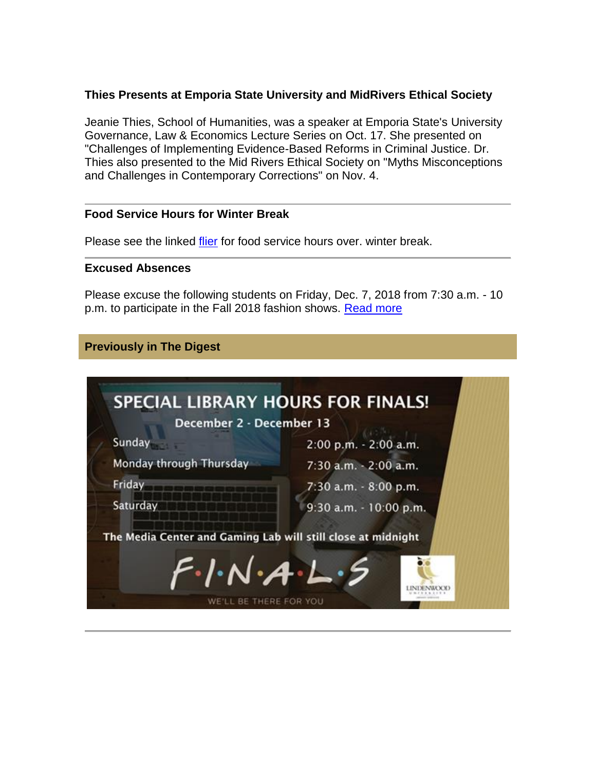**Thies Presents at Emporia State University and MidRivers Ethical Society**

Jeanie Thies, School of Humanities, was a speaker at Emporia State's University Governance, Law & Economics Lecture Series on Oct. 17. She presented on "Challenges of Implementing Evidence-Based Reforms in Criminal Justice. Dr. Thies also presented to the Mid Rivers Ethical Society on "Myths Misconceptions and Challenges in Contemporary Corrections" on Nov. 4.

---

**Food Service Hours for Winter Break**

Please see the linked flier for food service hours over. winter break.

---

**Excused Absences**

Please excuse the following students on Friday, Dec. 7, 2018 from 7:30 a.m. - 10 p.m. to participate in the Fall 2018 fashion shows. Read more

**Previously in The Digest**

SPECIAL LIBRARY HOURS FOR FINALS!

December 2 - December 13

| | |
|---|---|
| Sunday | 2:00 p.m. - 2:00 a.m. |
| Monday through Thursday | 7:30 a.m. - 2:00 a.m. |
| Friday | 7:30 a.m. - 8:00 p.m. |
| Saturday | 9:30 a.m. - 10:00 p.m. |

The Media Center and Gaming Lab will still close at midnight

F·I·N·A·L·S

WE'LL BE THERE FOR YOU

LINDENWOOD UNIVERSITY

---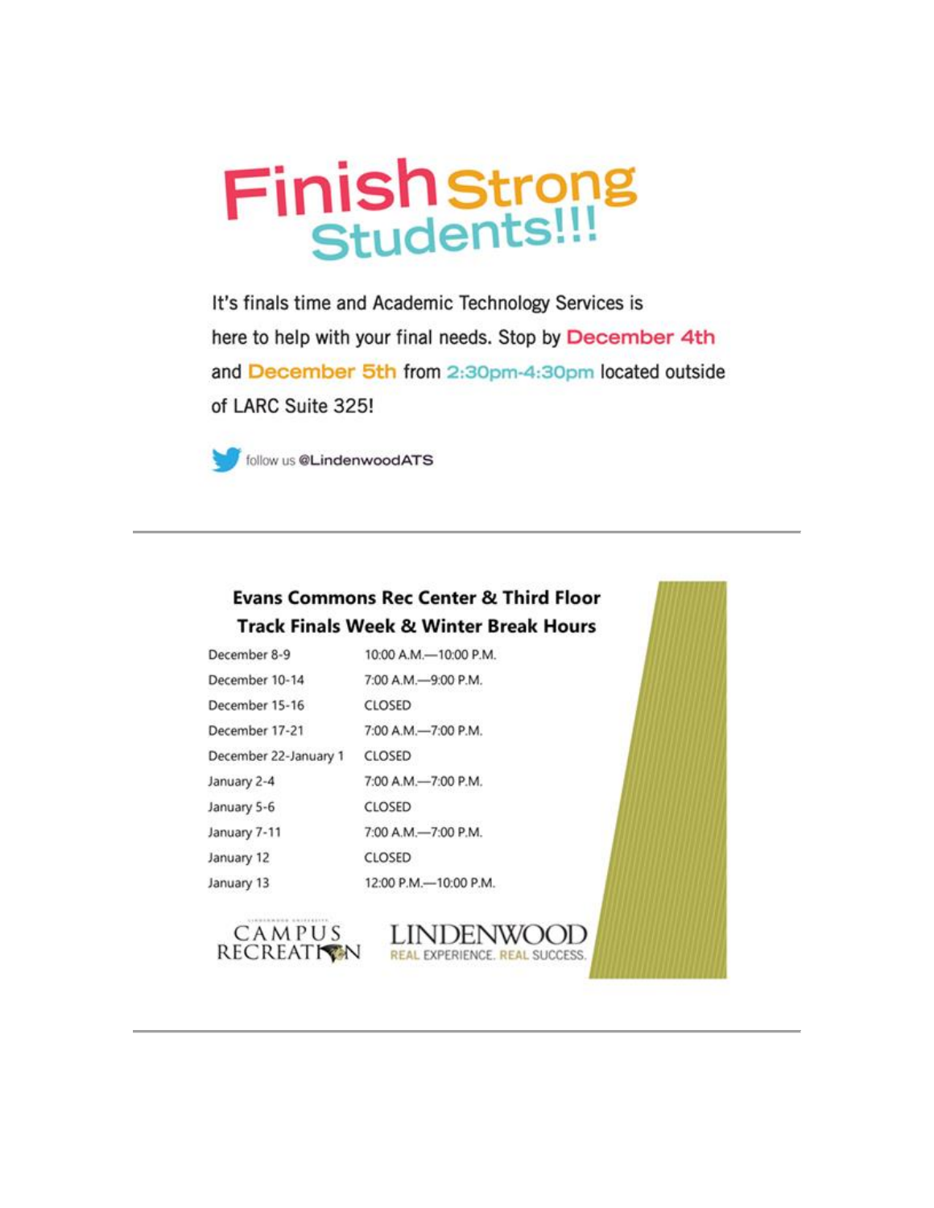# Finish Strong Students!!!

It's finals time and Academic Technology Services is here to help with your final needs. Stop by **December 4th** and **December 5th** from **2:30pm-4:30pm** located outside of LARC Suite 325!

follow us **@LindenwoodATS**

---

## Evans Commons Rec Center & Third Floor Track Finals Week & Winter Break Hours

| Dates | Hours |
| --- | --- |
| December 8-9 | 10:00 A.M.—10:00 P.M. |
| December 10-14 | 7:00 A.M.—9:00 P.M. |
| December 15-16 | CLOSED |
| December 17-21 | 7:00 A.M.—7:00 P.M. |
| December 22-January 1 | CLOSED |
| January 2-4 | 7:00 A.M.—7:00 P.M. |
| January 5-6 | CLOSED |
| January 7-11 | 7:00 A.M.—7:00 P.M. |
| January 12 | CLOSED |
| January 13 | 12:00 P.M.—10:00 P.M. |

CAMPUS RECREATION

LINDENWOOD
REAL EXPERIENCE. REAL SUCCESS.

---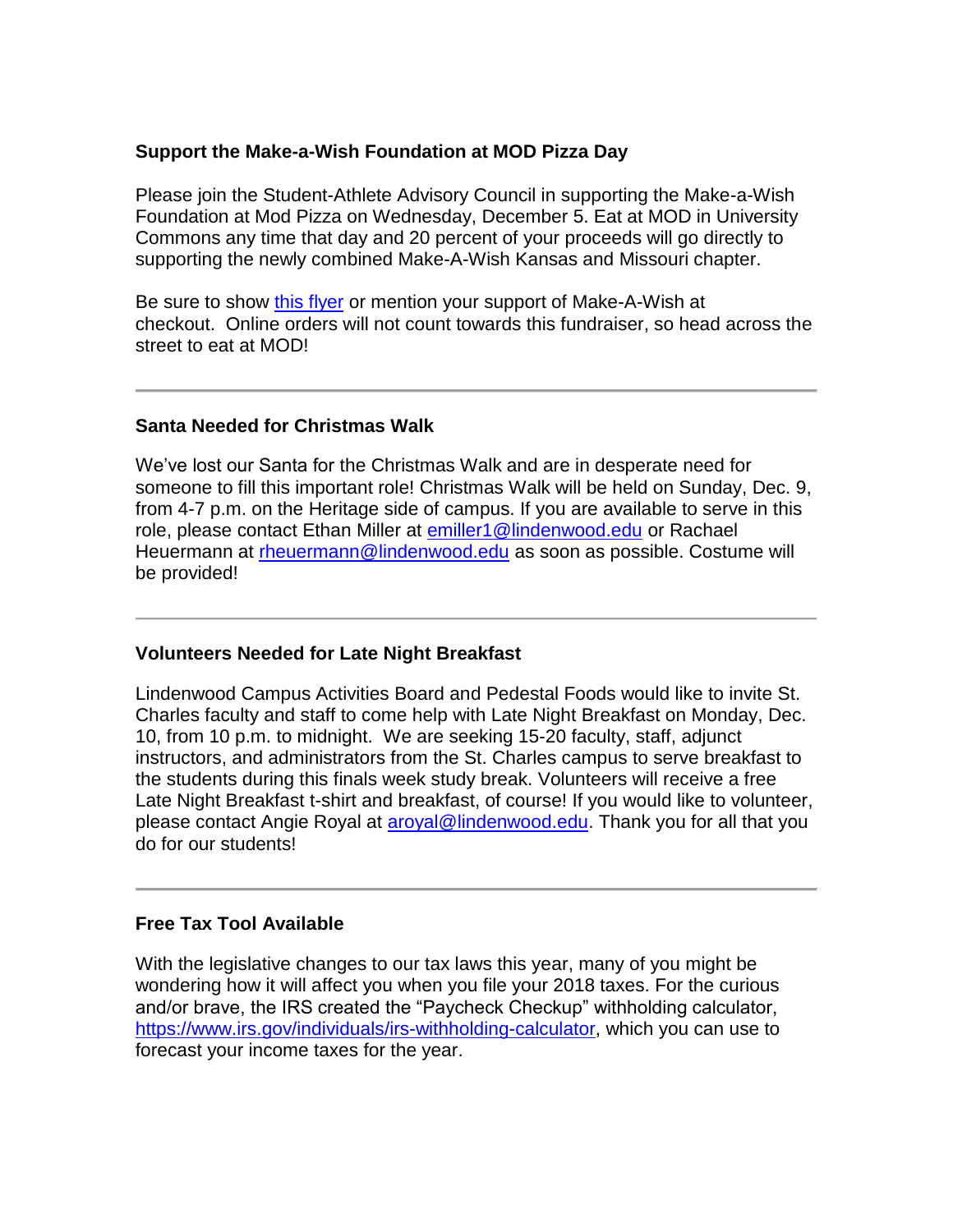**Support the Make-a-Wish Foundation at MOD Pizza Day**

Please join the Student-Athlete Advisory Council in supporting the Make-a-Wish Foundation at Mod Pizza on Wednesday, December 5. Eat at MOD in University Commons any time that day and 20 percent of your proceeds will go directly to supporting the newly combined Make-A-Wish Kansas and Missouri chapter.

Be sure to show [this flyer]() or mention your support of Make-A-Wish at checkout. Online orders will not count towards this fundraiser, so head across the street to eat at MOD!

---

**Santa Needed for Christmas Walk**

We've lost our Santa for the Christmas Walk and are in desperate need for someone to fill this important role! Christmas Walk will be held on Sunday, Dec. 9, from 4-7 p.m. on the Heritage side of campus. If you are available to serve in this role, please contact Ethan Miller at [emiller1@lindenwood.edu](mailto:emiller1@lindenwood.edu) or Rachael Heuermann at [rheuermann@lindenwood.edu](mailto:rheuermann@lindenwood.edu) as soon as possible. Costume will be provided!

---

**Volunteers Needed for Late Night Breakfast**

Lindenwood Campus Activities Board and Pedestal Foods would like to invite St. Charles faculty and staff to come help with Late Night Breakfast on Monday, Dec. 10, from 10 p.m. to midnight. We are seeking 15-20 faculty, staff, adjunct instructors, and administrators from the St. Charles campus to serve breakfast to the students during this finals week study break. Volunteers will receive a free Late Night Breakfast t-shirt and breakfast, of course! If you would like to volunteer, please contact Angie Royal at [aroyal@lindenwood.edu](mailto:aroyal@lindenwood.edu). Thank you for all that you do for our students!

---

**Free Tax Tool Available**

With the legislative changes to our tax laws this year, many of you might be wondering how it will affect you when you file your 2018 taxes. For the curious and/or brave, the IRS created the "Paycheck Checkup" withholding calculator, [https://www.irs.gov/individuals/irs-withholding-calculator](https://www.irs.gov/individuals/irs-withholding-calculator), which you can use to forecast your income taxes for the year.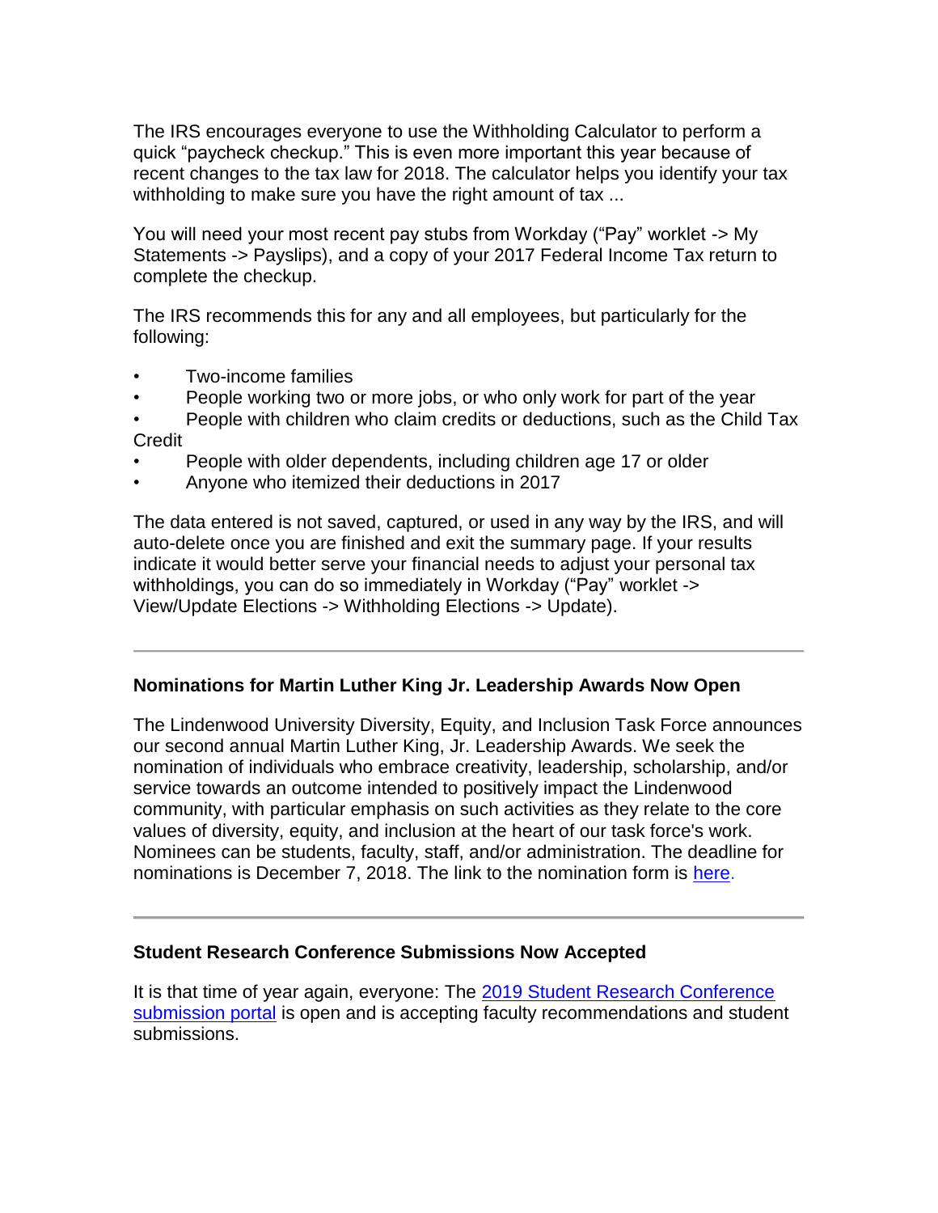The IRS encourages everyone to use the Withholding Calculator to perform a quick “paycheck checkup.” This is even more important this year because of recent changes to the tax law for 2018. The calculator helps you identify your tax withholding to make sure you have the right amount of tax ...

You will need your most recent pay stubs from Workday (“Pay” worklet -> My Statements -> Payslips), and a copy of your 2017 Federal Income Tax return to complete the checkup.

The IRS recommends this for any and all employees, but particularly for the following:

- Two-income families
- People working two or more jobs, or who only work for part of the year
- People with children who claim credits or deductions, such as the Child Tax Credit
- People with older dependents, including children age 17 or older
- Anyone who itemized their deductions in 2017

The data entered is not saved, captured, or used in any way by the IRS, and will auto-delete once you are finished and exit the summary page. If your results indicate it would better serve your financial needs to adjust your personal tax withholdings, you can do so immediately in Workday (“Pay” worklet -> View/Update Elections -> Withholding Elections -> Update).

---

**Nominations for Martin Luther King Jr. Leadership Awards Now Open**

The Lindenwood University Diversity, Equity, and Inclusion Task Force announces our second annual Martin Luther King, Jr. Leadership Awards. We seek the nomination of individuals who embrace creativity, leadership, scholarship, and/or service towards an outcome intended to positively impact the Lindenwood community, with particular emphasis on such activities as they relate to the core values of diversity, equity, and inclusion at the heart of our task force's work. Nominees can be students, faculty, staff, and/or administration. The deadline for nominations is December 7, 2018. The link to the nomination form is here.

---

**Student Research Conference Submissions Now Accepted**

It is that time of year again, everyone: The 2019 Student Research Conference submission portal is open and is accepting faculty recommendations and student submissions.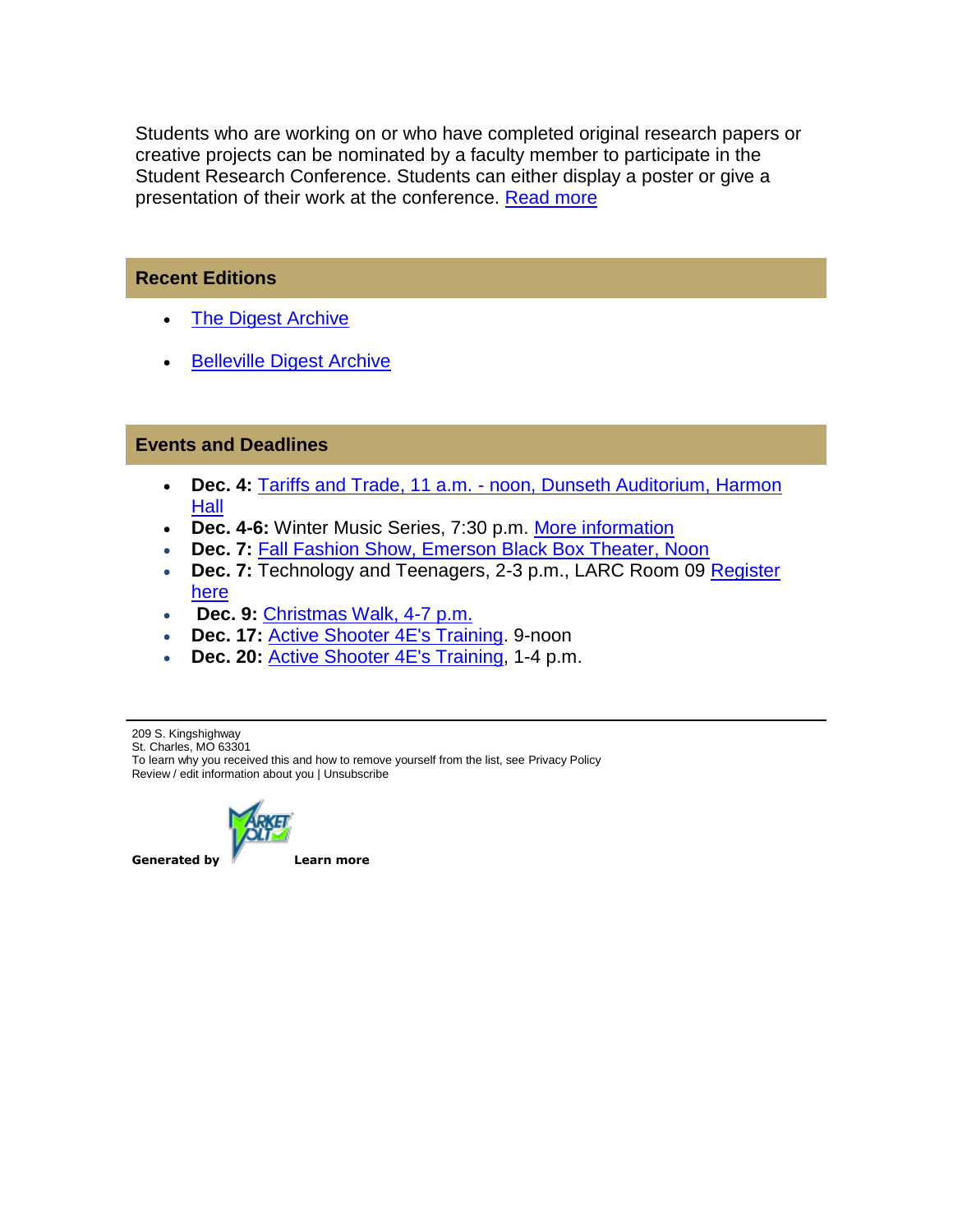Students who are working on or who have completed original research papers or creative projects can be nominated by a faculty member to participate in the Student Research Conference. Students can either display a poster or give a presentation of their work at the conference. Read more

## Recent Editions

- The Digest Archive
- Belleville Digest Archive

## Events and Deadlines

- **Dec. 4:** Tariffs and Trade, 11 a.m. - noon, Dunseth Auditorium, Harmon Hall
- **Dec. 4-6:** Winter Music Series, 7:30 p.m. More information
- **Dec. 7:** Fall Fashion Show, Emerson Black Box Theater, Noon
- **Dec. 7:** Technology and Teenagers, 2-3 p.m., LARC Room 09 Register here
- **Dec. 9:** Christmas Walk, 4-7 p.m.
- **Dec. 17:** Active Shooter 4E's Training. 9-noon
- **Dec. 20:** Active Shooter 4E's Training, 1-4 p.m.

---

209 S. Kingshighway
St. Charles, MO 63301
To learn why you received this and how to remove yourself from the list, see Privacy Policy
Review / edit information about you | Unsubscribe

**Generated by** MarketVolt **Learn more**